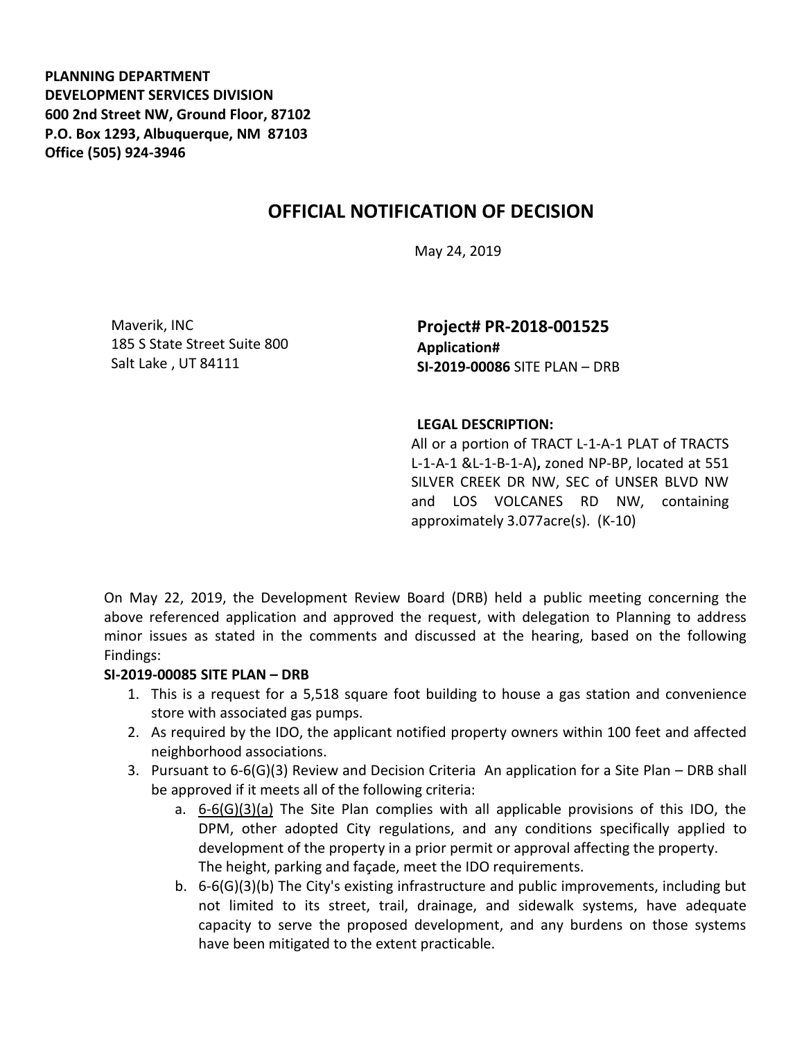**PLANNING DEPARTMENT**
**DEVELOPMENT SERVICES DIVISION**
**600 2nd Street NW, Ground Floor, 87102**
**P.O. Box 1293, Albuquerque, NM 87103**
**Office (505) 924-3946**

# OFFICIAL NOTIFICATION OF DECISION

May 24, 2019

Maverik, INC
185 S State Street Suite 800
Salt Lake , UT 84111

**Project# PR-2018-001525**
**Application#**
**SI-2019-00086** SITE PLAN – DRB

**LEGAL DESCRIPTION:**
All or a portion of TRACT L-1-A-1 PLAT of TRACTS L-1-A-1 &L-1-B-1-A)**,** zoned NP-BP, located at 551 SILVER CREEK DR NW, SEC of UNSER BLVD NW and LOS VOLCANES RD NW, containing approximately 3.077acre(s). (K-10)

On May 22, 2019, the Development Review Board (DRB) held a public meeting concerning the above referenced application and approved the request, with delegation to Planning to address minor issues as stated in the comments and discussed at the hearing, based on the following Findings:

**SI-2019-00085 SITE PLAN – DRB**

1. This is a request for a 5,518 square foot building to house a gas station and convenience store with associated gas pumps.
2. As required by the IDO, the applicant notified property owners within 100 feet and affected neighborhood associations.
3. Pursuant to 6-6(G)(3) Review and Decision Criteria An application for a Site Plan – DRB shall be approved if it meets all of the following criteria:
   a. 6-6(G)(3)(a) The Site Plan complies with all applicable provisions of this IDO, the DPM, other adopted City regulations, and any conditions specifically applied to development of the property in a prior permit or approval affecting the property. The height, parking and façade, meet the IDO requirements.
   b. 6-6(G)(3)(b) The City's existing infrastructure and public improvements, including but not limited to its street, trail, drainage, and sidewalk systems, have adequate capacity to serve the proposed development, and any burdens on those systems have been mitigated to the extent practicable.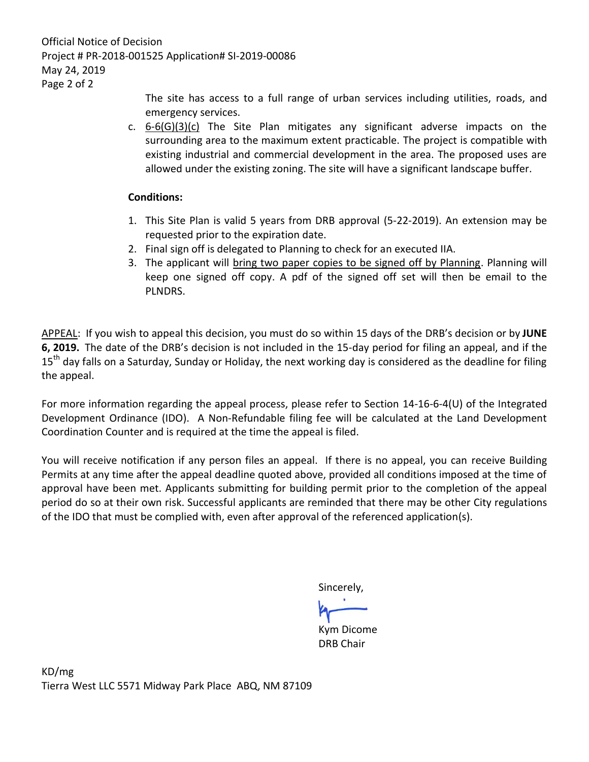The site has access to a full range of urban services including utilities, roads, and emergency services.

c. 6-6(G)(3)(c) The Site Plan mitigates any significant adverse impacts on the surrounding area to the maximum extent practicable. The project is compatible with existing industrial and commercial development in the area. The proposed uses are allowed under the existing zoning. The site will have a significant landscape buffer.

**Conditions:**

1. This Site Plan is valid 5 years from DRB approval (5-22-2019). An extension may be requested prior to the expiration date.
2. Final sign off is delegated to Planning to check for an executed IIA.
3. The applicant will bring two paper copies to be signed off by Planning. Planning will keep one signed off copy. A pdf of the signed off set will then be email to the PLNDRS.

APPEAL: If you wish to appeal this decision, you must do so within 15 days of the DRB's decision or by **JUNE 6, 2019.** The date of the DRB's decision is not included in the 15-day period for filing an appeal, and if the 15th day falls on a Saturday, Sunday or Holiday, the next working day is considered as the deadline for filing the appeal.

For more information regarding the appeal process, please refer to Section 14-16-6-4(U) of the Integrated Development Ordinance (IDO). A Non-Refundable filing fee will be calculated at the Land Development Coordination Counter and is required at the time the appeal is filed.

You will receive notification if any person files an appeal. If there is no appeal, you can receive Building Permits at any time after the appeal deadline quoted above, provided all conditions imposed at the time of approval have been met. Applicants submitting for building permit prior to the completion of the appeal period do so at their own risk. Successful applicants are reminded that there may be other City regulations of the IDO that must be complied with, even after approval of the referenced application(s).

Sincerely,

Kym Dicome
DRB Chair

KD/mg
Tierra West LLC 5571 Midway Park Place ABQ, NM 87109